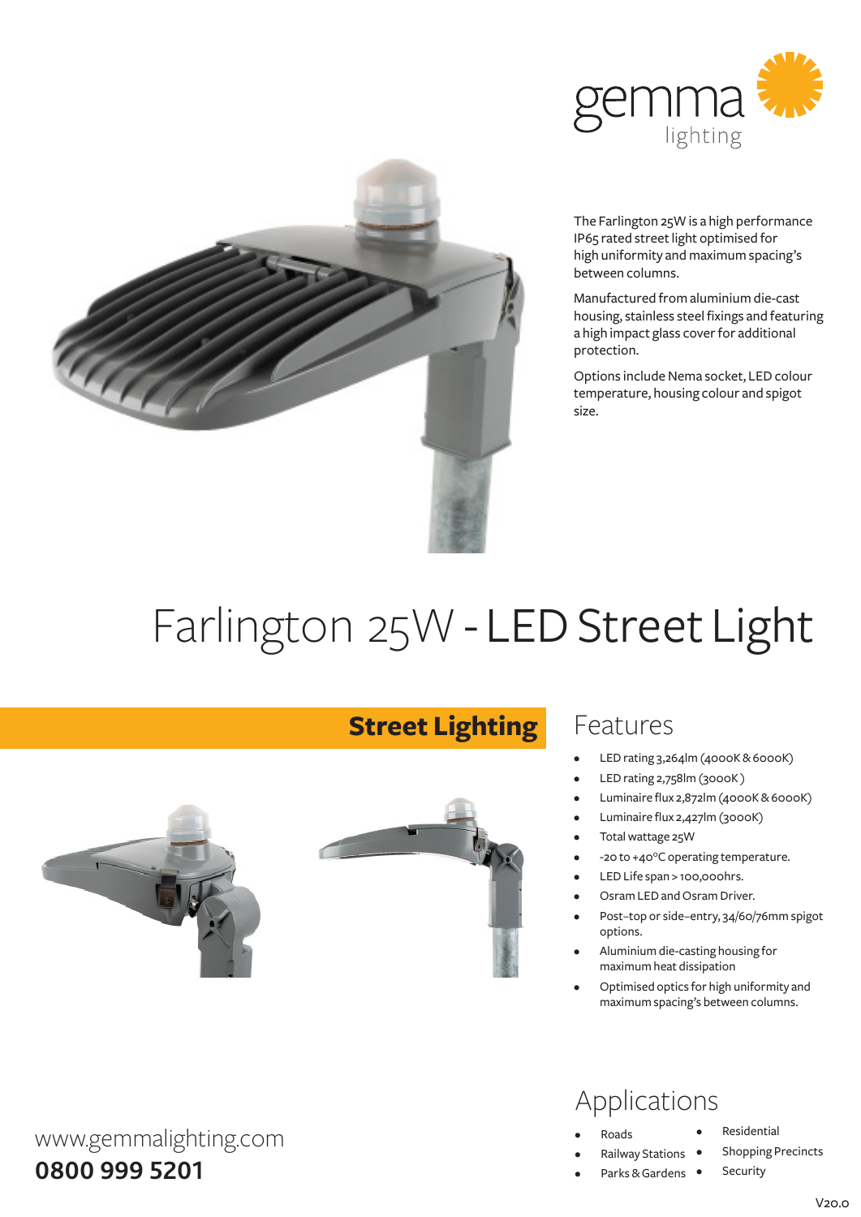gemma lighting

The Farlington 25W is a high performance IP65 rated street light optimised for high uniformity and maximum spacing's between columns.

Manufactured from aluminium die-cast housing, stainless steel fixings and featuring a high impact glass cover for additional protection.

Options include Nema socket, LED colour temperature, housing colour and spigot size.

# Farlington 25W - LED Street Light

## Street Lighting

## Features

- LED rating 3,264lm (4000K & 6000K)
- LED rating 2,758lm (3000K )
- Luminaire flux 2,872lm (4000K & 6000K)
- Luminaire flux 2,427lm (3000K)
- Total wattage 25W
- -20 to +40°C operating temperature.
- LED Life span > 100,000hrs.
- Osram LED and Osram Driver.
- Post–top or side–entry, 34/60/76mm spigot options.
- Aluminium die-casting housing for maximum heat dissipation
- Optimised optics for high uniformity and maximum spacing's between columns.

## Applications

- Roads
- Railway Stations
- Parks & Gardens
- Residential
- Shopping Precincts
- Security

www.gemmalighting.com

**0800 999 5201**

V20.0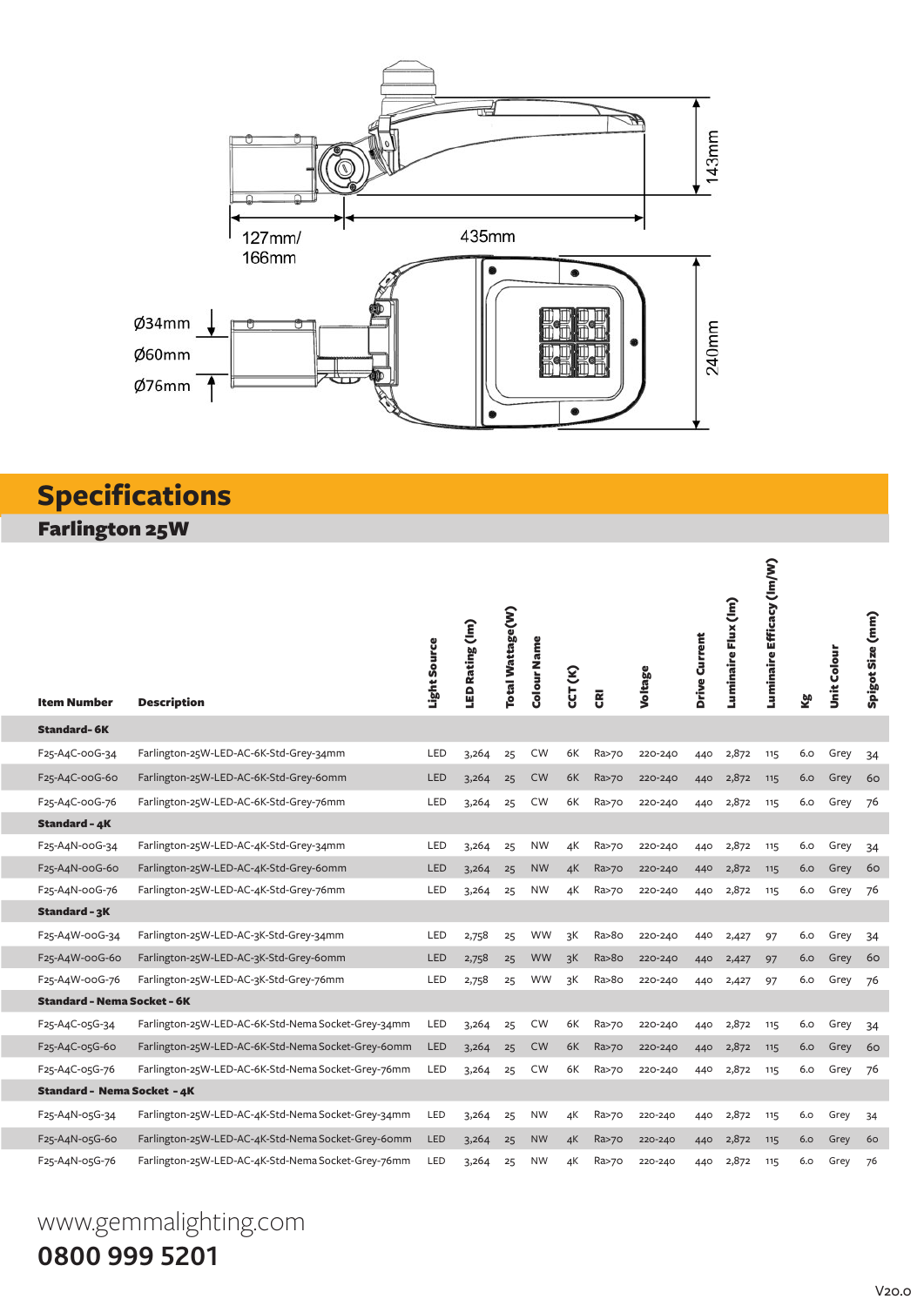127mm/
166mm

435mm

143mm

Ø34mm
Ø60mm
Ø76mm

240mm

# Specifications

## Farlington 25W

| Item Number | Description | Light Source | LED Rating (lm) | Total Wattage (W) | Colour Name | CCT (K) | CRI | Voltage | Drive Current | Luminaire Flux (lm) | Luminaire Efficacy (lm/W) | Kg | Unit Colour | Spigot Size (mm) |
|---|---|---|---|---|---|---|---|---|---|---|---|---|---|---|
| **Standard - 6K** | | | | | | | | | | | | | | |
| F25-A4C-00G-34 | Farlington-25W-LED-AC-6K-Std-Grey-34mm | LED | 3,264 | 25 | CW | 6K | Ra>70 | 220-240 | 440 | 2,872 | 115 | 6.0 | Grey | 34 |
| F25-A4C-00G-60 | Farlington-25W-LED-AC-6K-Std-Grey-60mm | LED | 3,264 | 25 | CW | 6K | Ra>70 | 220-240 | 440 | 2,872 | 115 | 6.0 | Grey | 60 |
| F25-A4C-00G-76 | Farlington-25W-LED-AC-6K-Std-Grey-76mm | LED | 3,264 | 25 | CW | 6K | Ra>70 | 220-240 | 440 | 2,872 | 115 | 6.0 | Grey | 76 |
| **Standard - 4K** | | | | | | | | | | | | | | |
| F25-A4N-00G-34 | Farlington-25W-LED-AC-4K-Std-Grey-34mm | LED | 3,264 | 25 | NW | 4K | Ra>70 | 220-240 | 440 | 2,872 | 115 | 6.0 | Grey | 34 |
| F25-A4N-00G-60 | Farlington-25W-LED-AC-4K-Std-Grey-60mm | LED | 3,264 | 25 | NW | 4K | Ra>70 | 220-240 | 440 | 2,872 | 115 | 6.0 | Grey | 60 |
| F25-A4N-00G-76 | Farlington-25W-LED-AC-4K-Std-Grey-76mm | LED | 3,264 | 25 | NW | 4K | Ra>70 | 220-240 | 440 | 2,872 | 115 | 6.0 | Grey | 76 |
| **Standard - 3K** | | | | | | | | | | | | | | |
| F25-A4W-00G-34 | Farlington-25W-LED-AC-3K-Std-Grey-34mm | LED | 2,758 | 25 | WW | 3K | Ra>80 | 220-240 | 440 | 2,427 | 97 | 6.0 | Grey | 34 |
| F25-A4W-00G-60 | Farlington-25W-LED-AC-3K-Std-Grey-60mm | LED | 2,758 | 25 | WW | 3K | Ra>80 | 220-240 | 440 | 2,427 | 97 | 6.0 | Grey | 60 |
| F25-A4W-00G-76 | Farlington-25W-LED-AC-3K-Std-Grey-76mm | LED | 2,758 | 25 | WW | 3K | Ra>80 | 220-240 | 440 | 2,427 | 97 | 6.0 | Grey | 76 |
| **Standard - Nema Socket - 6K** | | | | | | | | | | | | | | |
| F25-A4C-05G-34 | Farlington-25W-LED-AC-6K-Std-Nema Socket-Grey-34mm | LED | 3,264 | 25 | CW | 6K | Ra>70 | 220-240 | 440 | 2,872 | 115 | 6.0 | Grey | 34 |
| F25-A4C-05G-60 | Farlington-25W-LED-AC-6K-Std-Nema Socket-Grey-60mm | LED | 3,264 | 25 | CW | 6K | Ra>70 | 220-240 | 440 | 2,872 | 115 | 6.0 | Grey | 60 |
| F25-A4C-05G-76 | Farlington-25W-LED-AC-6K-Std-Nema Socket-Grey-76mm | LED | 3,264 | 25 | CW | 6K | Ra>70 | 220-240 | 440 | 2,872 | 115 | 6.0 | Grey | 76 |
| **Standard - Nema Socket - 4K** | | | | | | | | | | | | | | |
| F25-A4N-05G-34 | Farlington-25W-LED-AC-4K-Std-Nema Socket-Grey-34mm | LED | 3,264 | 25 | NW | 4K | Ra>70 | 220-240 | 440 | 2,872 | 115 | 6.0 | Grey | 34 |
| F25-A4N-05G-60 | Farlington-25W-LED-AC-4K-Std-Nema Socket-Grey-60mm | LED | 3,264 | 25 | NW | 4K | Ra>70 | 220-240 | 440 | 2,872 | 115 | 6.0 | Grey | 60 |
| F25-A4N-05G-76 | Farlington-25W-LED-AC-4K-Std-Nema Socket-Grey-76mm | LED | 3,264 | 25 | NW | 4K | Ra>70 | 220-240 | 440 | 2,872 | 115 | 6.0 | Grey | 76 |

www.gemmalighting.com

**0800 999 5201**

V20.0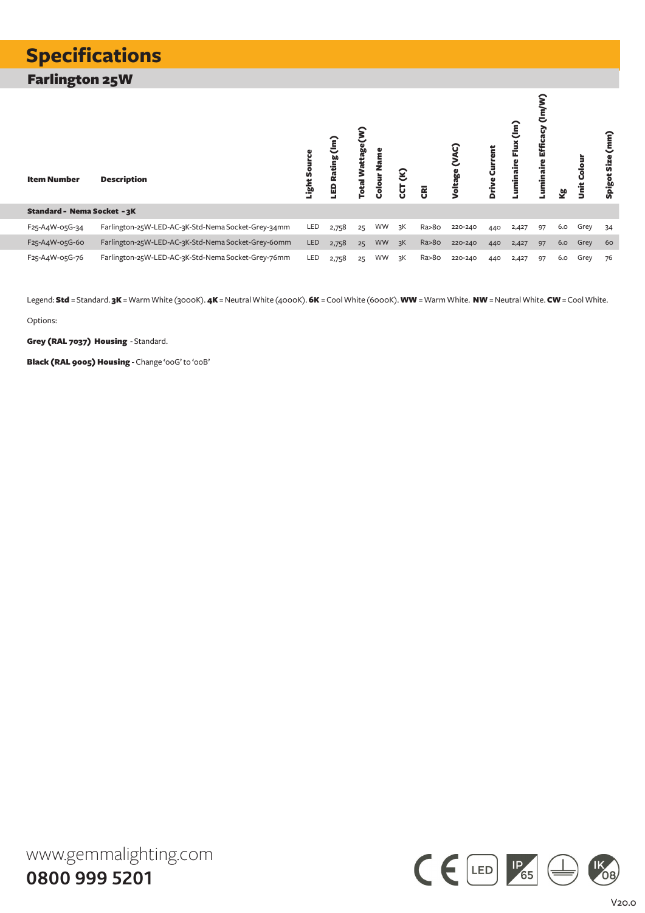# Specifications

## Farlington 25W

| Item Number | Description | Light Source | LED Rating (lm) | Total Wattage(W) | Colour Name | CCT (K) | CRI | Voltage (VAC) | Drive Current | Luminaire Flux (lm) | Luminaire Efficacy (lm/W) | Kg | Unit Colour | Spigot Size (mm) |
|---|---|---|---|---|---|---|---|---|---|---|---|---|---|---|
| **Standard - Nema Socket - 3K** | | | | | | | | | | | | | | |
| F25-A4W-05G-34 | Farlington-25W-LED-AC-3K-Std-Nema Socket-Grey-34mm | LED | 2,758 | 25 | WW | 3K | Ra>80 | 220-240 | 440 | 2,427 | 97 | 6.0 | Grey | 34 |
| F25-A4W-05G-60 | Farlington-25W-LED-AC-3K-Std-Nema Socket-Grey-60mm | LED | 2,758 | 25 | WW | 3K | Ra>80 | 220-240 | 440 | 2,427 | 97 | 6.0 | Grey | 60 |
| F25-A4W-05G-76 | Farlington-25W-LED-AC-3K-Std-Nema Socket-Grey-76mm | LED | 2,758 | 25 | WW | 3K | Ra>80 | 220-240 | 440 | 2,427 | 97 | 6.0 | Grey | 76 |

Legend: **Std** = Standard. **3K** = Warm White (3000K). **4K** = Neutral White (4000K). **6K** = Cool White (6000K). **WW** = Warm White. **NW** = Neutral White. **CW** = Cool White.

Options:

**Grey (RAL 7037) Housing** - Standard.

**Black (RAL 9005) Housing** - Change '00G' to '00B'

www.gemmalighting.com

**0800 999 5201**

V20.0